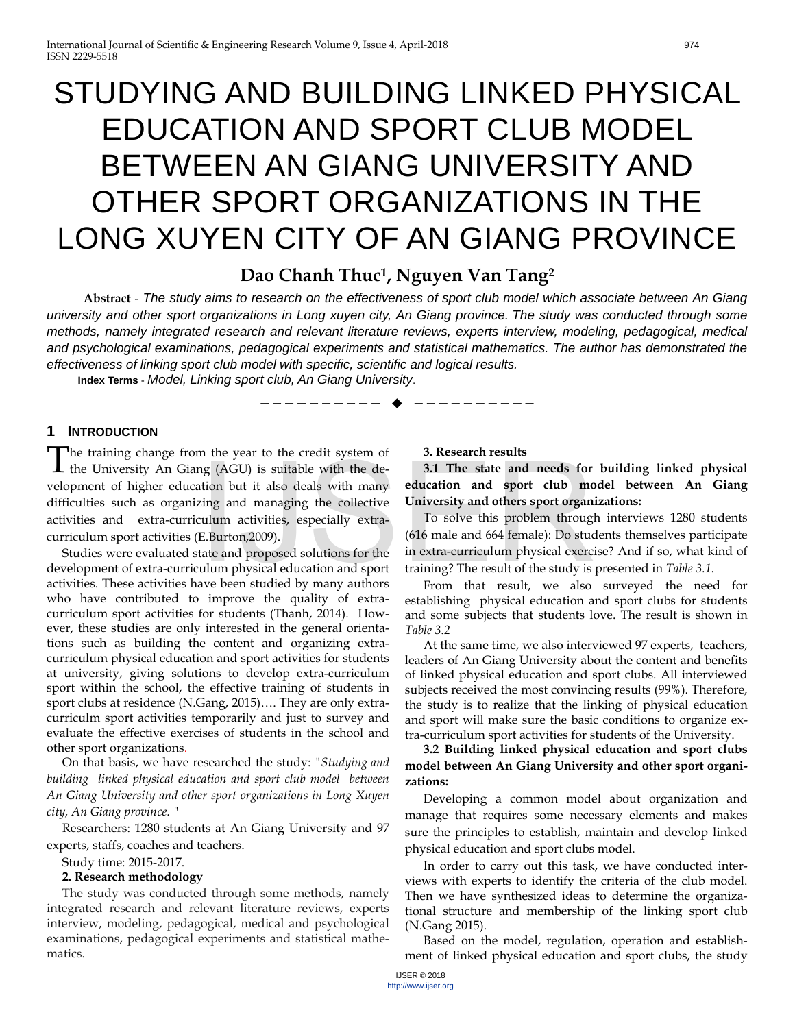# STUDYING AND BUILDING LINKED PHYSICAL EDUCATION AND SPORT CLUB MODEL BETWEEN AN GIANG UNIVERSITY AND OTHER SPORT ORGANIZATIONS IN THE LONG XUYEN CITY OF AN GIANG PROVINCE

**Dao Chanh Thuc[1], Nguyen Van Tang[2]**

**Abstract** - *The study aims to research on the effectiveness of sport club model which associate between An Giang university and other sport organizations in Long xuyen city, An Giang province. The study was conducted through some methods, namely integrated research and relevant literature reviews, experts interview, modeling, pedagogical, medical and psychological examinations, pedagogical experiments and statistical mathematics. The author has demonstrated the effectiveness of linking sport club model with specific, scientific and logical results.*

**Index Terms** - *Model, Linking sport club, An Giang University*.

---

## 1 INTRODUCTION

The training change from the year to the credit system of the University An Giang (AGU) is suitable with the development of higher education but it also deals with many difficulties such as organizing and managing the collective activities and extra-curriculum activities, especially extra-curriculum sport activities (E.Burton,2009).

Studies were evaluated state and proposed solutions for the development of extra-curriculum physical education and sport activities. These activities have been studied by many authors who have contributed to improve the quality of extra-curriculum sport activities for students (Thanh, 2014). However, these studies are only interested in the general orientations such as building the content and organizing extra-curriculum physical education and sport activities for students at university, giving solutions to develop extra-curriculum sport within the school, the effective training of students in sport clubs at residence (N.Gang, 2015)…. They are only extra-curriculm sport activities temporarily and just to survey and evaluate the effective exercises of students in the school and other sport organizations.

On that basis, we have researched the study: "*Studying and building linked physical education and sport club model between An Giang University and other sport organizations in Long Xuyen city, An Giang province.* "

Researchers: 1280 students at An Giang University and 97 experts, staffs, coaches and teachers.

Study time: 2015-2017.

**2. Research methodology**

The study was conducted through some methods, namely integrated research and relevant literature reviews, experts interview, modeling, pedagogical, medical and psychological examinations, pedagogical experiments and statistical mathematics.

**3. Research results**

**3.1 The state and needs for building linked physical education and sport club model between An Giang University and others sport organizations:**

To solve this problem through interviews 1280 students (616 male and 664 female): Do students themselves participate in extra-curriculum physical exercise? And if so, what kind of training? The result of the study is presented in *Table 3.1.*

From that result, we also surveyed the need for establishing physical education and sport clubs for students and some subjects that students love. The result is shown in *Table 3.2*

At the same time, we also interviewed 97 experts, teachers, leaders of An Giang University about the content and benefits of linked physical education and sport clubs. All interviewed subjects received the most convincing results (99%). Therefore, the study is to realize that the linking of physical education and sport will make sure the basic conditions to organize extra-curriculum sport activities for students of the University.

**3.2 Building linked physical education and sport clubs model between An Giang University and other sport organizations:**

Developing a common model about organization and manage that requires some necessary elements and makes sure the principles to establish, maintain and develop linked physical education and sport clubs model.

In order to carry out this task, we have conducted interviews with experts to identify the criteria of the club model. Then we have synthesized ideas to determine the organizational structure and membership of the linking sport club (N.Gang 2015).

Based on the model, regulation, operation and establishment of linked physical education and sport clubs, the study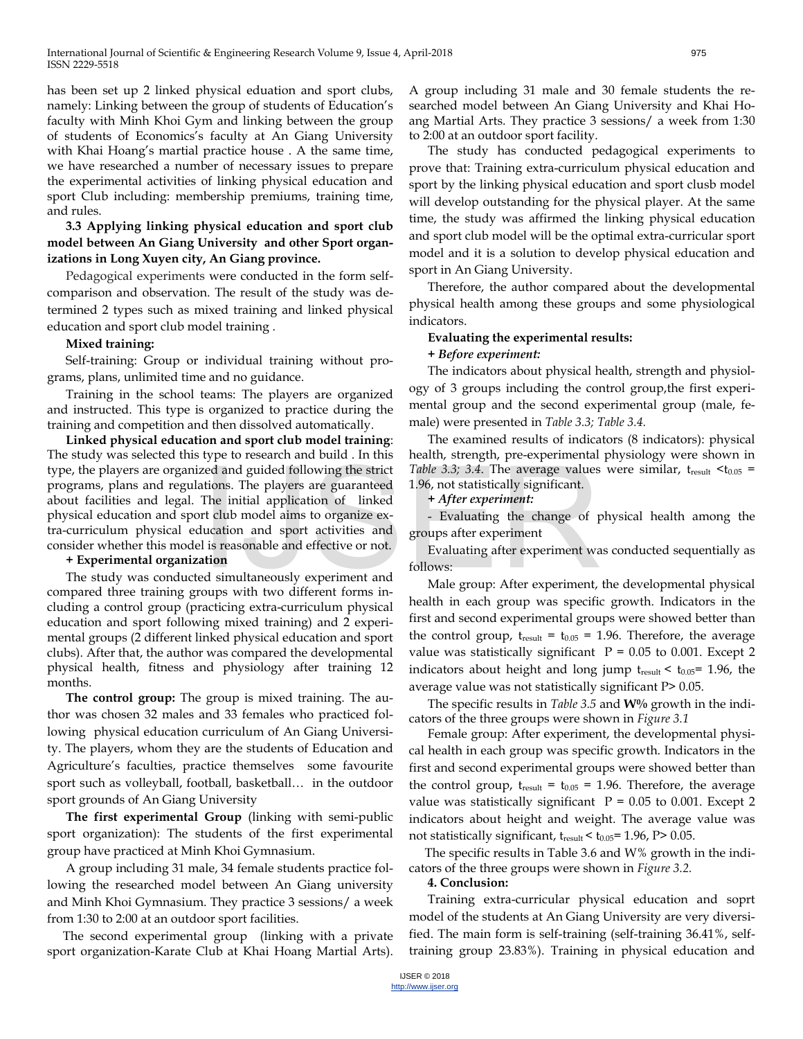has been set up 2 linked physical eduation and sport clubs, namely: Linking between the group of students of Education's faculty with Minh Khoi Gym and linking between the group of students of Economics's faculty at An Giang University with Khai Hoang's martial practice house . A the same time, we have researched a number of necessary issues to prepare the experimental activities of linking physical education and sport Club including: membership premiums, training time, and rules.

### 3.3 Applying linking physical education and sport club model between An Giang University and other Sport organizations in Long Xuyen city, An Giang province.

Pedagogical experiments were conducted in the form self-comparison and observation. The result of the study was determined 2 types such as mixed training and linked physical education and sport club model training .

**Mixed training:**

Self-training: Group or individual training without programs, plans, unlimited time and no guidance.

Training in the school teams: The players are organized and instructed. This type is organized to practice during the training and competition and then dissolved automatically.

**Linked physical education and sport club model training**: The study was selected this type to research and build . In this type, the players are organized and guided following the strict programs, plans and regulations. The players are guaranteed about facilities and legal. The initial application of linked physical education and sport club model aims to organize extra-curriculum physical education and sport activities and consider whether this model is reasonable and effective or not.

**+ Experimental organization**

The study was conducted simultaneously experiment and compared three training groups with two different forms including a control group (practicing extra-curriculum physical education and sport following mixed training) and 2 experimental groups (2 different linked physical education and sport clubs). After that, the author was compared the developmental physical health, fitness and physiology after training 12 months.

**The control group:** The group is mixed training. The author was chosen 32 males and 33 females who practiced following physical education curriculum of An Giang University. The players, whom they are the students of Education and Agriculture's faculties, practice themselves some favourite sport such as volleyball, football, basketball… in the outdoor sport grounds of An Giang University

**The first experimental Group** (linking with semi-public sport organization): The students of the first experimental group have practiced at Minh Khoi Gymnasium.

A group including 31 male, 34 female students practice following the researched model between An Giang university and Minh Khoi Gymnasium. They practice 3 sessions/ a week from 1:30 to 2:00 at an outdoor sport facilities.

The second experimental group (linking with a private sport organization-Karate Club at Khai Hoang Martial Arts). A group including 31 male and 30 female students the researched model between An Giang University and Khai Hoang Martial Arts. They practice 3 sessions/ a week from 1:30 to 2:00 at an outdoor sport facility.

The study has conducted pedagogical experiments to prove that: Training extra-curriculum physical education and sport by the linking physical education and sport clusb model will develop outstanding for the physical player. At the same time, the study was affirmed the linking physical education and sport club model will be the optimal extra-curricular sport model and it is a solution to develop physical education and sport in An Giang University.

Therefore, the author compared about the developmental physical health among these groups and some physiological indicators.

**Evaluating the experimental results:**

***+ Before experiment:***

The indicators about physical health, strength and physiology of 3 groups including the control group,the first experimental group and the second experimental group (male, female) were presented in *Table 3.3; Table 3.4.*

The examined results of indicators (8 indicators): physical health, strength, pre-experimental physiology were shown in *Table 3.3; 3.4*. The average values were similar, $t_{result} < t_{0.05} = 1.96$, not statistically significant.

***+ After experiment:***

- Evaluating the change of physical health among the groups after experiment

Evaluating after experiment was conducted sequentially as follows:

Male group: After experiment, the developmental physical health in each group was specific growth. Indicators in the first and second experimental groups were showed better than the control group, $t_{result} = t_{0.05} = 1.96$. Therefore, the average value was statistically significant $P = 0.05$ to $0.001$. Except 2 indicators about height and long jump $t_{result} < t_{0.05} = 1.96$, the average value was not statistically significant $P > 0.05$.

The specific results in *Table 3.5* and **W%** growth in the indicators of the three groups were shown in *Figure 3.1*

Female group: After experiment, the developmental physical health in each group was specific growth. Indicators in the first and second experimental groups were showed better than the control group, $t_{result} = t_{0.05} = 1.96$. Therefore, the average value was statistically significant $P = 0.05$ to $0.001$. Except 2 indicators about height and weight. The average value was not statistically significant, $t_{result} < t_{0.05} = 1.96$, $P > 0.05$.

The specific results in Table 3.6 and W% growth in the indicators of the three groups were shown in *Figure 3.2.*

### 4. Conclusion:

Training extra-curricular physical education and soprt model of the students at An Giang University are very diversified. The main form is self-training (self-training 36.41%, self-training group 23.83%). Training in physical education and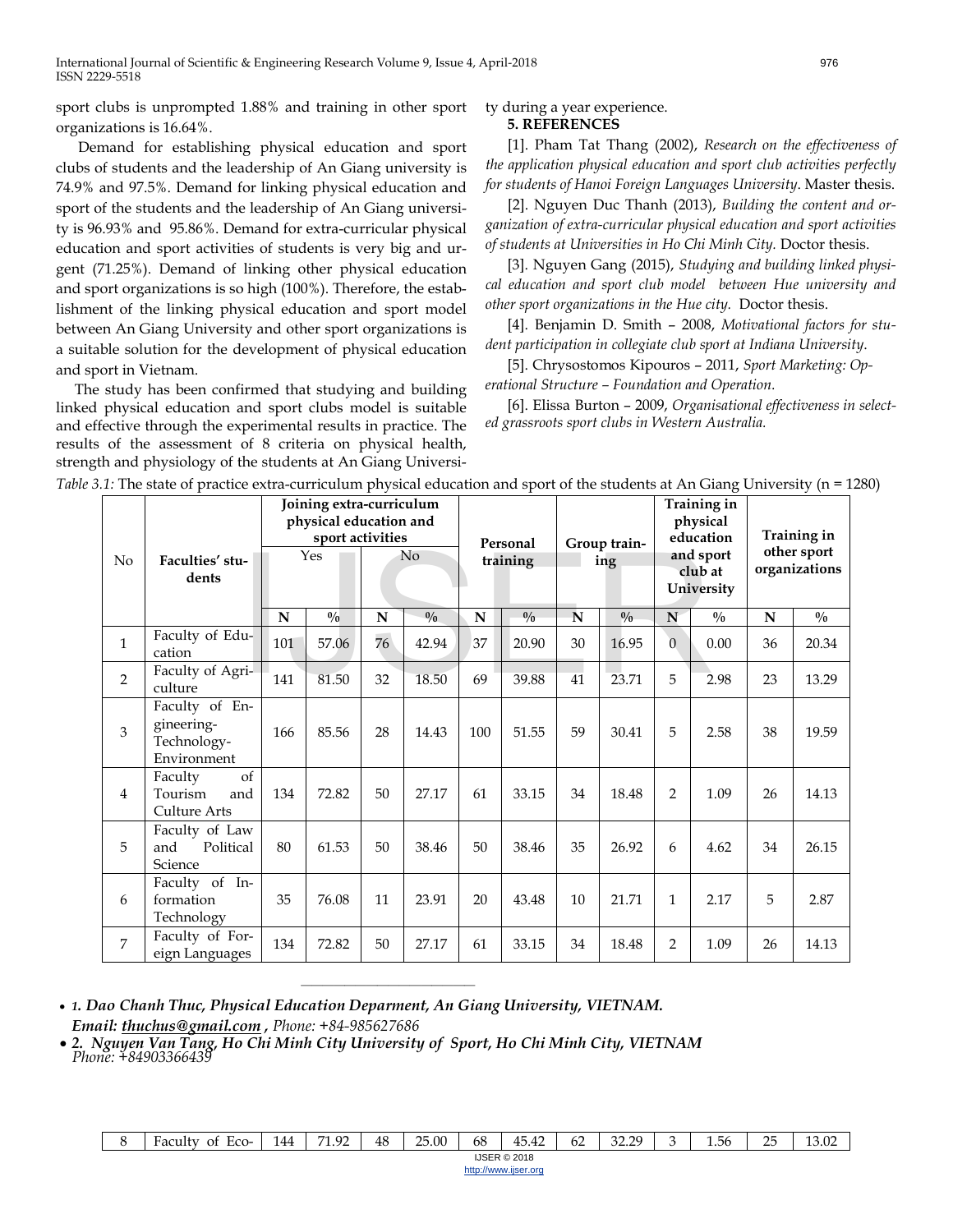sport clubs is unprompted 1.88% and training in other sport organizations is 16.64%.

Demand for establishing physical education and sport clubs of students and the leadership of An Giang university is 74.9% and 97.5%. Demand for linking physical education and sport of the students and the leadership of An Giang university is 96.93% and 95.86%. Demand for extra-curricular physical education and sport activities of students is very big and urgent (71.25%). Demand of linking other physical education and sport organizations is so high (100%). Therefore, the establishment of the linking physical education and sport model between An Giang University and other sport organizations is a suitable solution for the development of physical education and sport in Vietnam.

The study has been confirmed that studying and building linked physical education and sport clubs model is suitable and effective through the experimental results in practice. The results of the assessment of 8 criteria on physical health, strength and physiology of the students at An Giang University during a year experience.

## 5. REFERENCES

[1]. Pham Tat Thang (2002), *Research on the effectiveness of the application physical education and sport club activities perfectly for students of Hanoi Foreign Languages University*. Master thesis.

[2]. Nguyen Duc Thanh (2013), *Building the content and organization of extra-curricular physical education and sport activities of students at Universities in Ho Chi Minh City.* Doctor thesis.

[3]. Nguyen Gang (2015), *Studying and building linked physical education and sport club model between Hue university and other sport organizations in the Hue city.* Doctor thesis.

[4]. Benjamin D. Smith – 2008, *Motivational factors for student participation in collegiate club sport at Indiana University*.

[5]. Chrysostomos Kipouros – 2011, *Sport Marketing: Operational Structure – Foundation and Operation.*

[6]. Elissa Burton – 2009, *Organisational effectiveness in selected grassroots sport clubs in Western Australia.*

*Table 3.1:* The state of practice extra-curriculum physical education and sport of the students at An Giang University (n = 1280)

| No | Faculties' students | Joining extra-curriculum physical education and sport activities | | | | Personal training | | Group training | | Training in physical education and sport club at University | | Training in other sport organizations | |
|---|---|---|---|---|---|---|---|---|---|---|---|---|---|
| | | Yes | | No | | | | | | | | | |
| | | N | % | N | % | N | % | N | % | N | % | N | % |
| 1 | Faculty of Education | 101 | 57.06 | 76 | 42.94 | 37 | 20.90 | 30 | 16.95 | 0 | 0.00 | 36 | 20.34 |
| 2 | Faculty of Agriculture | 141 | 81.50 | 32 | 18.50 | 69 | 39.88 | 41 | 23.71 | 5 | 2.98 | 23 | 13.29 |
| 3 | Faculty of Engineering-Technology-Environment | 166 | 85.56 | 28 | 14.43 | 100 | 51.55 | 59 | 30.41 | 5 | 2.58 | 38 | 19.59 |
| 4 | Faculty of Tourism and Culture Arts | 134 | 72.82 | 50 | 27.17 | 61 | 33.15 | 34 | 18.48 | 2 | 1.09 | 26 | 14.13 |
| 5 | Faculty of Law and Political Science | 80 | 61.53 | 50 | 38.46 | 50 | 38.46 | 35 | 26.92 | 6 | 4.62 | 34 | 26.15 |
| 6 | Faculty of Information Technology | 35 | 76.08 | 11 | 23.91 | 20 | 43.48 | 10 | 21.71 | 1 | 2.17 | 5 | 2.87 |
| 7 | Faculty of Foreign Languages | 134 | 72.82 | 50 | 27.17 | 61 | 33.15 | 34 | 18.48 | 2 | 1.09 | 26 | 14.13 |
| 8 | Faculty of Eco- | 144 | 71.92 | 48 | 25.00 | 68 | 45.42 | 62 | 32.29 | 3 | 1.56 | 25 | 13.02 |

- *1.* ***Dao Chanh Thuc, Physical Education Deparment, An Giang University, VIETNAM.*** *Email:* ***thuchus@gmail.com*** *, Phone: +84-985627686*
- ***2. Nguyen Van Tang, Ho Chi Minh City University of Sport, Ho Chi Minh City, VIETNAM*** *Phone: +84903366439*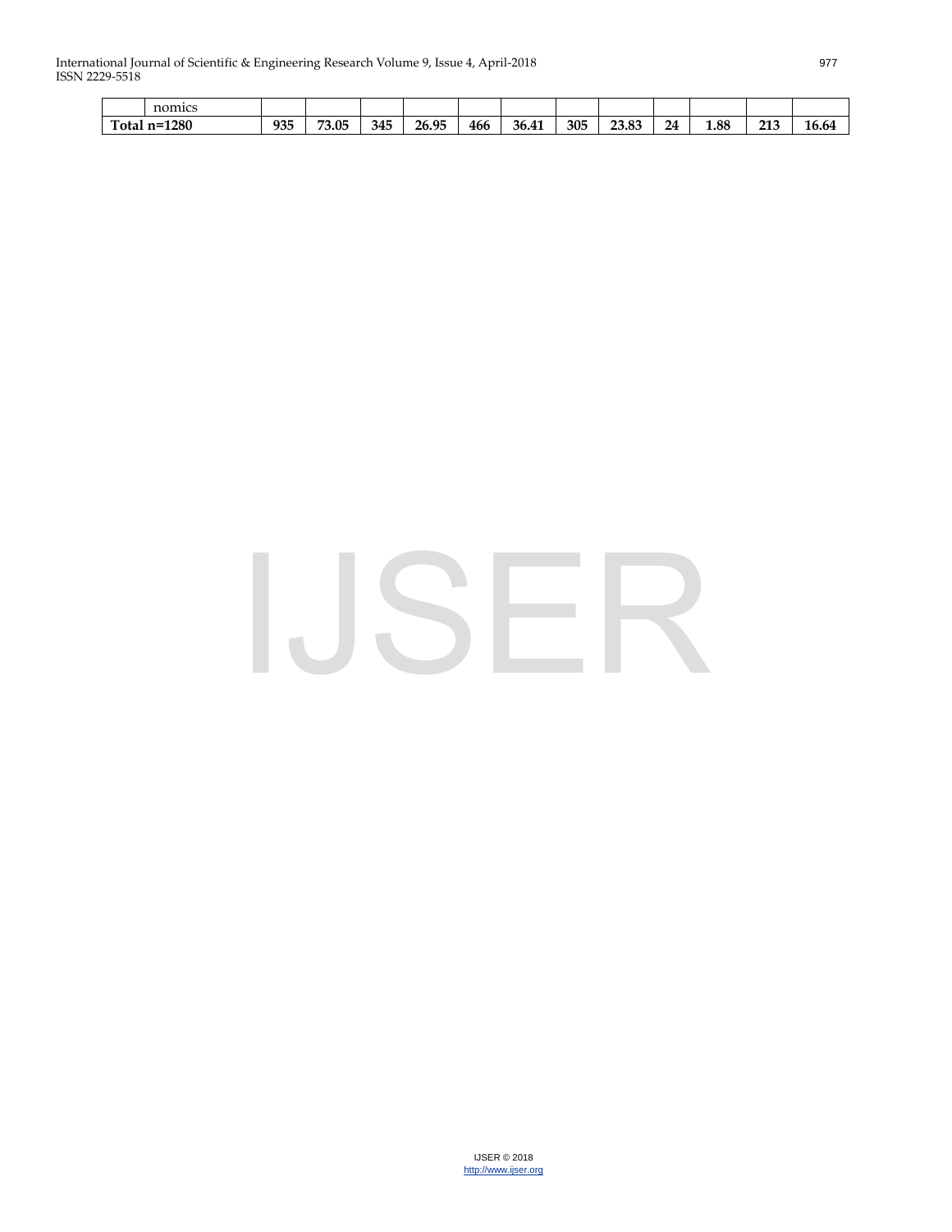|  | nomics |  |  |  |  |  |  |  |  |  |  |  |  |
|---|---|---|---|---|---|---|---|---|---|---|---|---|---|
| **Total n=1280** |  | **935** | **73.05** | **345** | **26.95** | **466** | **36.41** | **305** | **23.83** | **24** | **1.88** | **213** | **16.64** |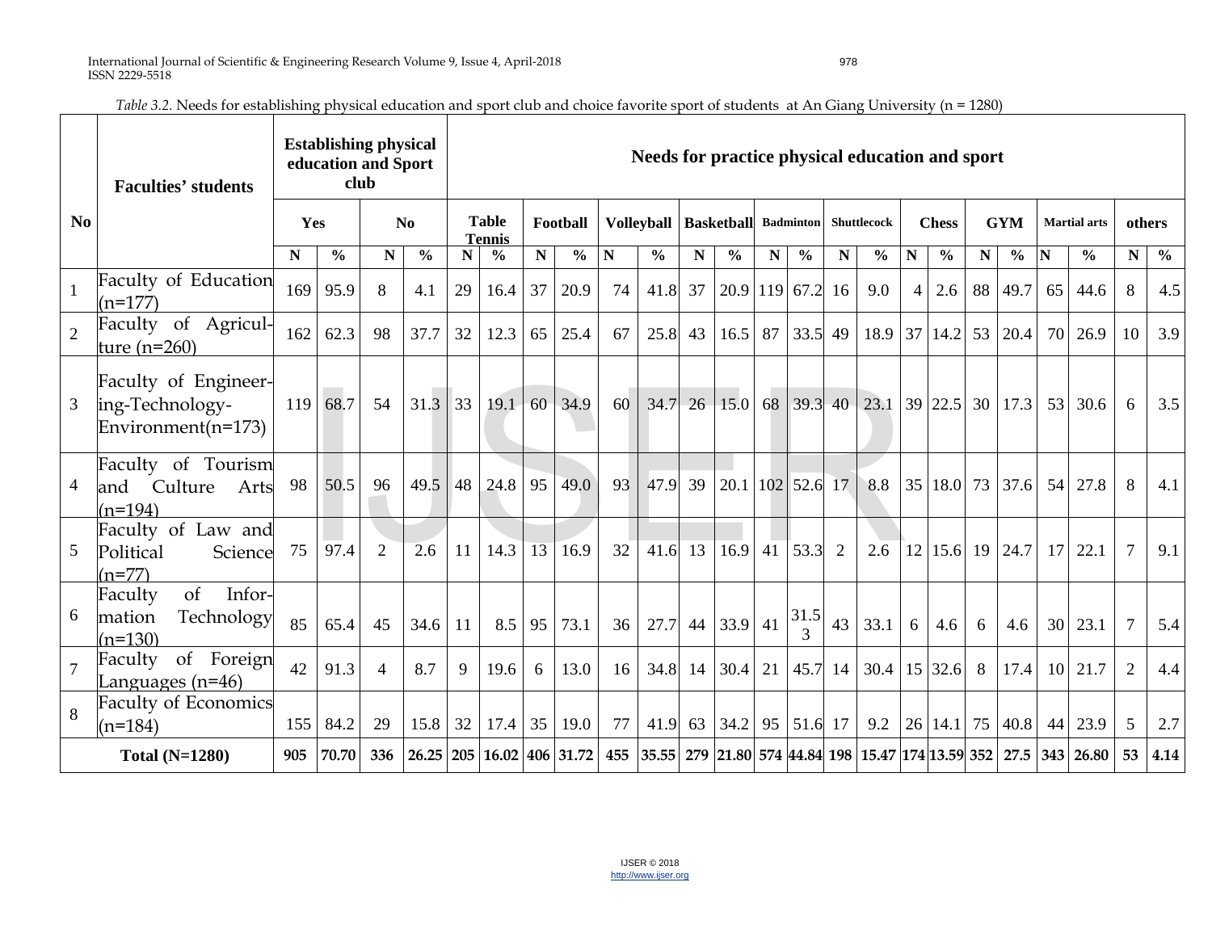*Table 3.2.* Needs for establishing physical education and sport club and choice favorite sport of students at An Giang University (n = 1280)

| No | Faculties' students | Establishing physical education and Sport club | | | | Needs for practice physical education and sport | | | | | | | | | | | | | | | | | | | | | |
|---|---|---|---|---|---|---|---|---|---|---|---|---|---|---|---|---|---|---|---|---|---|---|---|---|---|---|---|
| | | Yes | | No | | Table Tennis | | Football | | Volleyball | | Basketball | | Badminton | | Shuttlecock | | Chess | | GYM | | Martial arts | | others | |
| | | N | % | N | % | N | % | N | % | N | % | N | % | N | % | N | % | N | % | N | % | N | % | N | % |
| 1 | Faculty of Education (n=177) | 169 | 95.9 | 8 | 4.1 | 29 | 16.4 | 37 | 20.9 | 74 | 41.8 | 37 | 20.9 | 119 | 67.2 | 16 | 9.0 | 4 | 2.6 | 88 | 49.7 | 65 | 44.6 | 8 | 4.5 |
| 2 | Faculty of Agricul-ture (n=260) | 162 | 62.3 | 98 | 37.7 | 32 | 12.3 | 65 | 25.4 | 67 | 25.8 | 43 | 16.5 | 87 | 33.5 | 49 | 18.9 | 37 | 14.2 | 53 | 20.4 | 70 | 26.9 | 10 | 3.9 |
| 3 | Faculty of Engineer-ing-Technology-Environment(n=173) | 119 | 68.7 | 54 | 31.3 | 33 | 19.1 | 60 | 34.9 | 60 | 34.7 | 26 | 15.0 | 68 | 39.3 | 40 | 23.1 | 39 | 22.5 | 30 | 17.3 | 53 | 30.6 | 6 | 3.5 |
| 4 | Faculty of Tourism and Culture Arts (n=194) | 98 | 50.5 | 96 | 49.5 | 48 | 24.8 | 95 | 49.0 | 93 | 47.9 | 39 | 20.1 | 102 | 52.6 | 17 | 8.8 | 35 | 18.0 | 73 | 37.6 | 54 | 27.8 | 8 | 4.1 |
| 5 | Faculty of Law and Political Science (n=77) | 75 | 97.4 | 2 | 2.6 | 11 | 14.3 | 13 | 16.9 | 32 | 41.6 | 13 | 16.9 | 41 | 53.3 | 2 | 2.6 | 12 | 15.6 | 19 | 24.7 | 17 | 22.1 | 7 | 9.1 |
| 6 | Faculty of Infor-mation Technology (n=130) | 85 | 65.4 | 45 | 34.6 | 11 | 8.5 | 95 | 73.1 | 36 | 27.7 | 44 | 33.9 | 41 | 31.53 | 43 | 33.1 | 6 | 4.6 | 6 | 4.6 | 30 | 23.1 | 7 | 5.4 |
| 7 | Faculty of Foreign Languages (n=46) | 42 | 91.3 | 4 | 8.7 | 9 | 19.6 | 6 | 13.0 | 16 | 34.8 | 14 | 30.4 | 21 | 45.7 | 14 | 30.4 | 15 | 32.6 | 8 | 17.4 | 10 | 21.7 | 2 | 4.4 |
| 8 | Faculty of Economics (n=184) | 155 | 84.2 | 29 | 15.8 | 32 | 17.4 | 35 | 19.0 | 77 | 41.9 | 63 | 34.2 | 95 | 51.6 | 17 | 9.2 | 26 | 14.1 | 75 | 40.8 | 44 | 23.9 | 5 | 2.7 |
| **Total (N=1280)** | | **905** | **70.70** | **336** | **26.25** | **205** | **16.02** | **406** | **31.72** | **455** | **35.55** | **279** | **21.80** | **574** | **44.84** | **198** | **15.47** | **174** | **13.59** | **352** | **27.5** | **343** | **26.80** | **53** | **4.14** |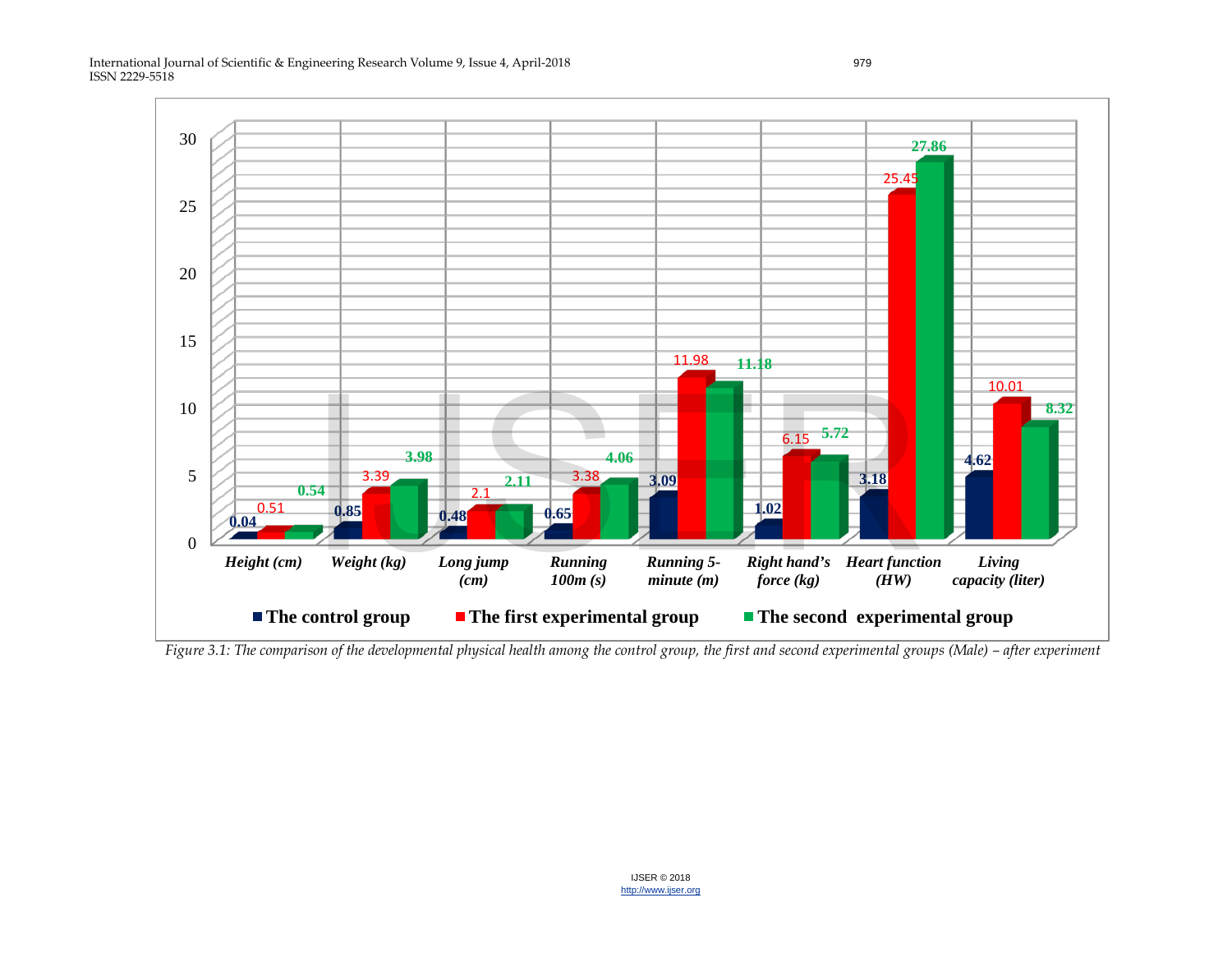*Figure 3.1: The comparison of the developmental physical health among the control group, the first and second experimental groups (Male) – after experiment*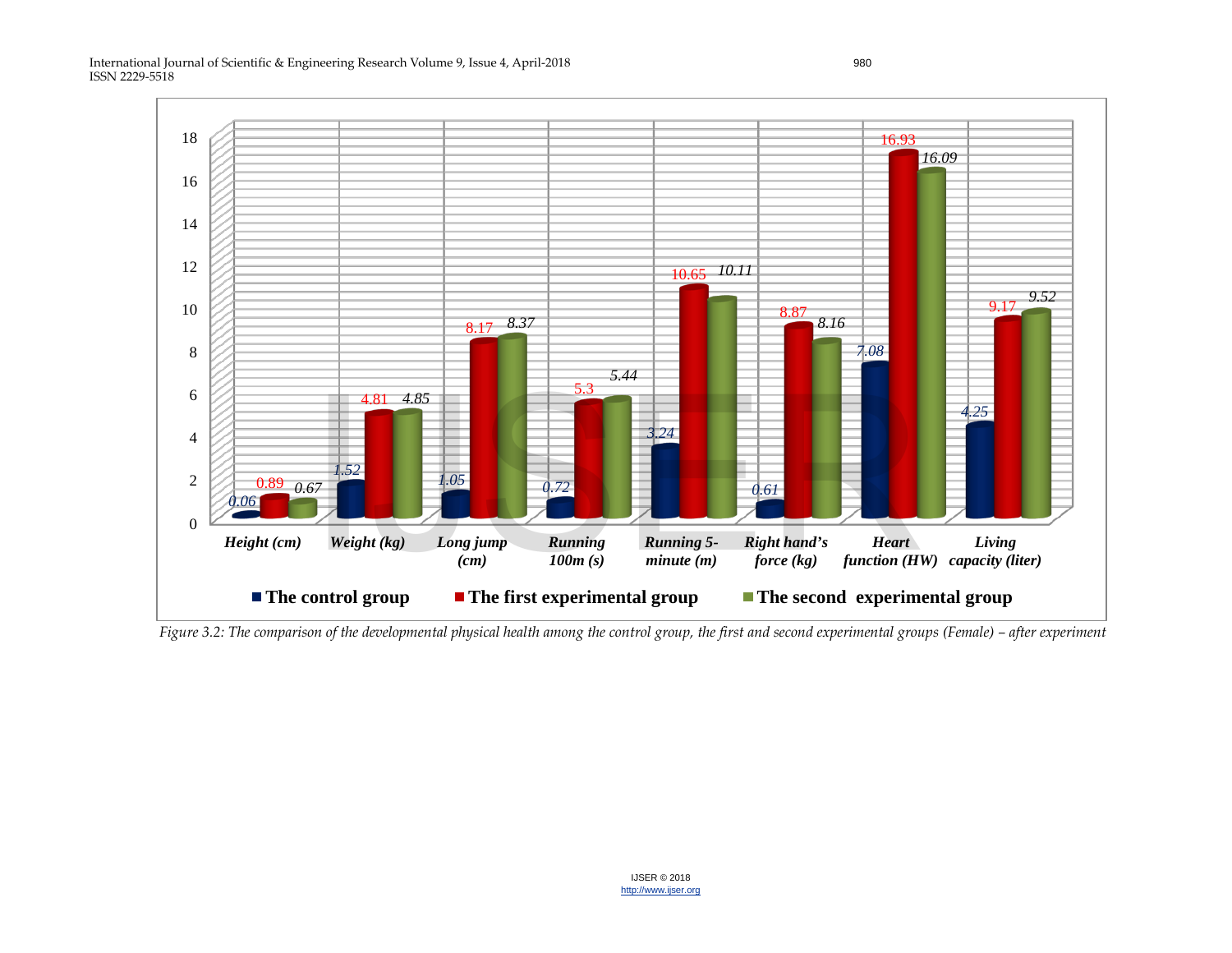| | Height (cm) | Weight (kg) | Long jump (cm) | Running 100m (s) | Running 5-minute (m) | Right hand's force (kg) | Heart function (HW) | Living capacity (liter) |
|---|---|---|---|---|---|---|---|---|
| The control group | 0.06 | 1.52 | 1.05 | 0.72 | 3.24 | 0.61 | 7.08 | 4.25 |
| The first experimental group | 0.89 | 4.81 | 8.17 | 5.3 | 10.65 | 8.87 | 16.93 | 9.17 |
| The second experimental group | 0.67 | 4.85 | 8.37 | 5.44 | 10.11 | 8.16 | 16.09 | 9.52 |

*Figure 3.2: The comparison of the developmental physical health among the control group, the first and second experimental groups (Female) – after experiment*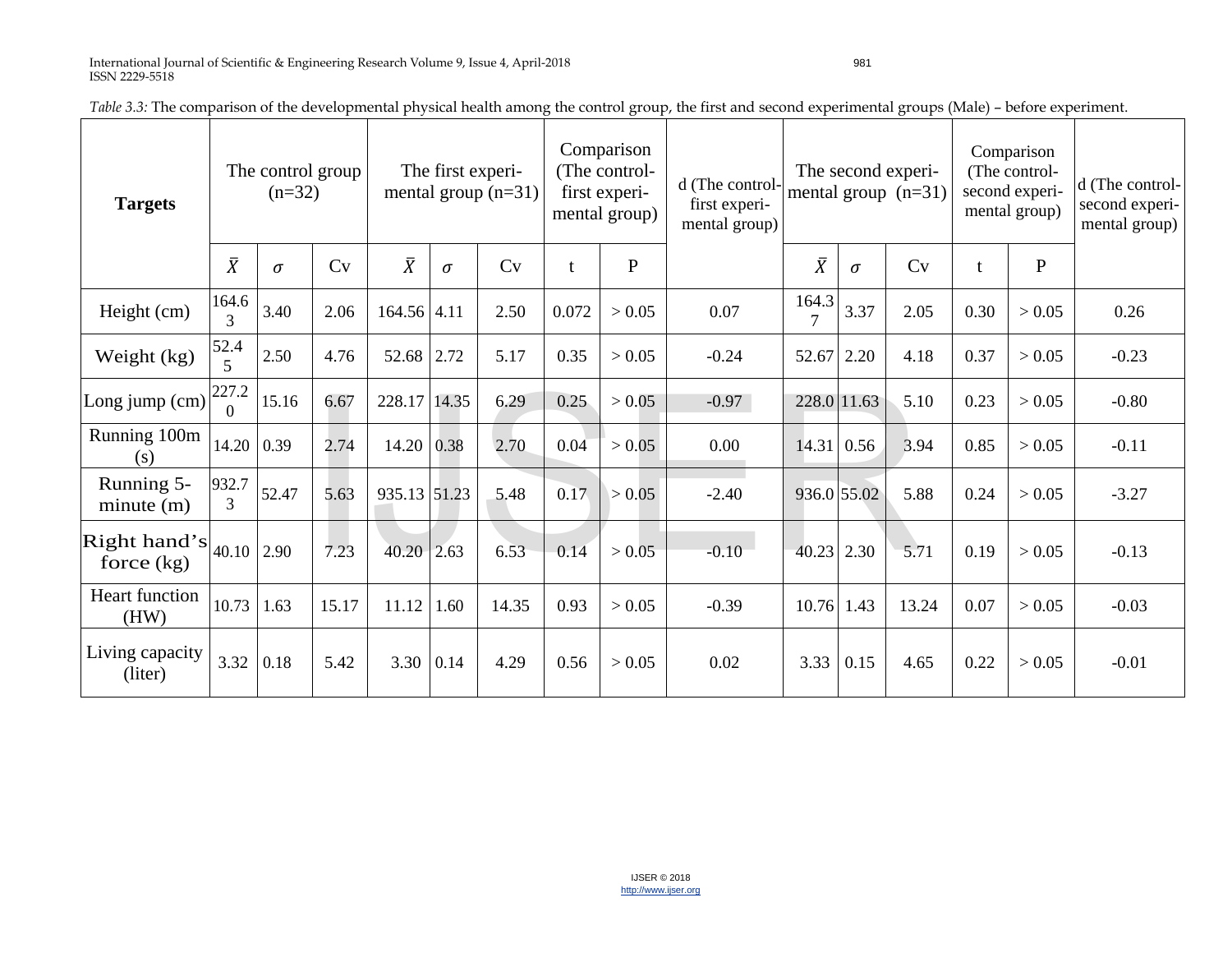*Table 3.3:* The comparison of the developmental physical health among the control group, the first and second experimental groups (Male) – before experiment.

| Targets | The control group (n=32) | | | The first experimental group (n=31) | | | Comparison (The control-first experimental group) | | d (The control-first experimental group) | The second experimental group (n=31) | | | Comparison (The control-second experimental group) | | d (The control-second experimental group) |
|---|---|---|---|---|---|---|---|---|---|---|---|---|---|---|---|
| | $\bar{X}$ | $\sigma$ | Cv | $\bar{X}$ | $\sigma$ | Cv | t | P | | $\bar{X}$ | $\sigma$ | Cv | t | P | |
| Height (cm) | 164.63 | 3.40 | 2.06 | 164.56 | 4.11 | 2.50 | 0.072 | > 0.05 | 0.07 | 164.37 | 3.37 | 2.05 | 0.30 | > 0.05 | 0.26 |
| Weight (kg) | 52.45 | 2.50 | 4.76 | 52.68 | 2.72 | 5.17 | 0.35 | > 0.05 | -0.24 | 52.67 | 2.20 | 4.18 | 0.37 | > 0.05 | -0.23 |
| Long jump (cm) | 227.20 | 15.16 | 6.67 | 228.17 | 14.35 | 6.29 | 0.25 | > 0.05 | -0.97 | 228.0 | 11.63 | 5.10 | 0.23 | > 0.05 | -0.80 |
| Running 100m (s) | 14.20 | 0.39 | 2.74 | 14.20 | 0.38 | 2.70 | 0.04 | > 0.05 | 0.00 | 14.31 | 0.56 | 3.94 | 0.85 | > 0.05 | -0.11 |
| Running 5-minute (m) | 932.73 | 52.47 | 5.63 | 935.13 | 51.23 | 5.48 | 0.17 | > 0.05 | -2.40 | 936.0 | 55.02 | 5.88 | 0.24 | > 0.05 | -3.27 |
| Right hand's force (kg) | 40.10 | 2.90 | 7.23 | 40.20 | 2.63 | 6.53 | 0.14 | > 0.05 | -0.10 | 40.23 | 2.30 | 5.71 | 0.19 | > 0.05 | -0.13 |
| Heart function (HW) | 10.73 | 1.63 | 15.17 | 11.12 | 1.60 | 14.35 | 0.93 | > 0.05 | -0.39 | 10.76 | 1.43 | 13.24 | 0.07 | > 0.05 | -0.03 |
| Living capacity (liter) | 3.32 | 0.18 | 5.42 | 3.30 | 0.14 | 4.29 | 0.56 | > 0.05 | 0.02 | 3.33 | 0.15 | 4.65 | 0.22 | > 0.05 | -0.01 |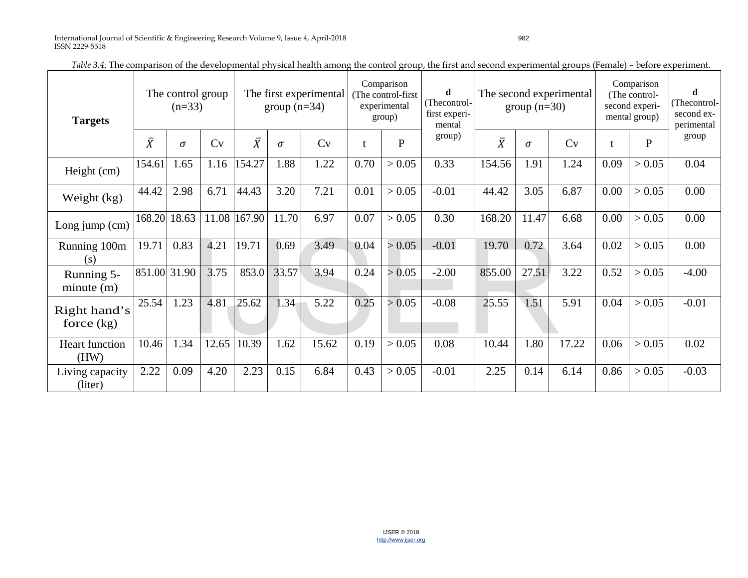*Table 3.4:* The comparison of the developmental physical health among the control group, the first and second experimental groups (Female) – before experiment.

| Targets | The control group (n=33) | | | The first experimental group (n=34) | | | Comparison (The control-first experimental group) | | d (Thecontrol-first experi-mental group) | The second experimental group (n=30) | | | Comparison (The control-second experi-mental group) | | d (Thecontrol-second ex-perimental group |
|---|---|---|---|---|---|---|---|---|---|---|---|---|---|---|---|
| | $\bar{X}$ | $\sigma$ | Cv | $\bar{X}$ | $\sigma$ | Cv | t | P | | $\bar{X}$ | $\sigma$ | Cv | t | P | |
| Height (cm) | 154.61 | 1.65 | 1.16 | 154.27 | 1.88 | 1.22 | 0.70 | > 0.05 | 0.33 | 154.56 | 1.91 | 1.24 | 0.09 | > 0.05 | 0.04 |
| Weight (kg) | 44.42 | 2.98 | 6.71 | 44.43 | 3.20 | 7.21 | 0.01 | > 0.05 | -0.01 | 44.42 | 3.05 | 6.87 | 0.00 | > 0.05 | 0.00 |
| Long jump (cm) | 168.20 | 18.63 | 11.08 | 167.90 | 11.70 | 6.97 | 0.07 | > 0.05 | 0.30 | 168.20 | 11.47 | 6.68 | 0.00 | > 0.05 | 0.00 |
| Running 100m (s) | 19.71 | 0.83 | 4.21 | 19.71 | 0.69 | 3.49 | 0.04 | > 0.05 | -0.01 | 19.70 | 0.72 | 3.64 | 0.02 | > 0.05 | 0.00 |
| Running 5-minute (m) | 851.00 | 31.90 | 3.75 | 853.0 | 33.57 | 3.94 | 0.24 | > 0.05 | -2.00 | 855.00 | 27.51 | 3.22 | 0.52 | > 0.05 | -4.00 |
| Right hand's force (kg) | 25.54 | 1.23 | 4.81 | 25.62 | 1.34 | 5.22 | 0.25 | > 0.05 | -0.08 | 25.55 | 1.51 | 5.91 | 0.04 | > 0.05 | -0.01 |
| Heart function (HW) | 10.46 | 1.34 | 12.65 | 10.39 | 1.62 | 15.62 | 0.19 | > 0.05 | 0.08 | 10.44 | 1.80 | 17.22 | 0.06 | > 0.05 | 0.02 |
| Living capacity (liter) | 2.22 | 0.09 | 4.20 | 2.23 | 0.15 | 6.84 | 0.43 | > 0.05 | -0.01 | 2.25 | 0.14 | 6.14 | 0.86 | > 0.05 | -0.03 |